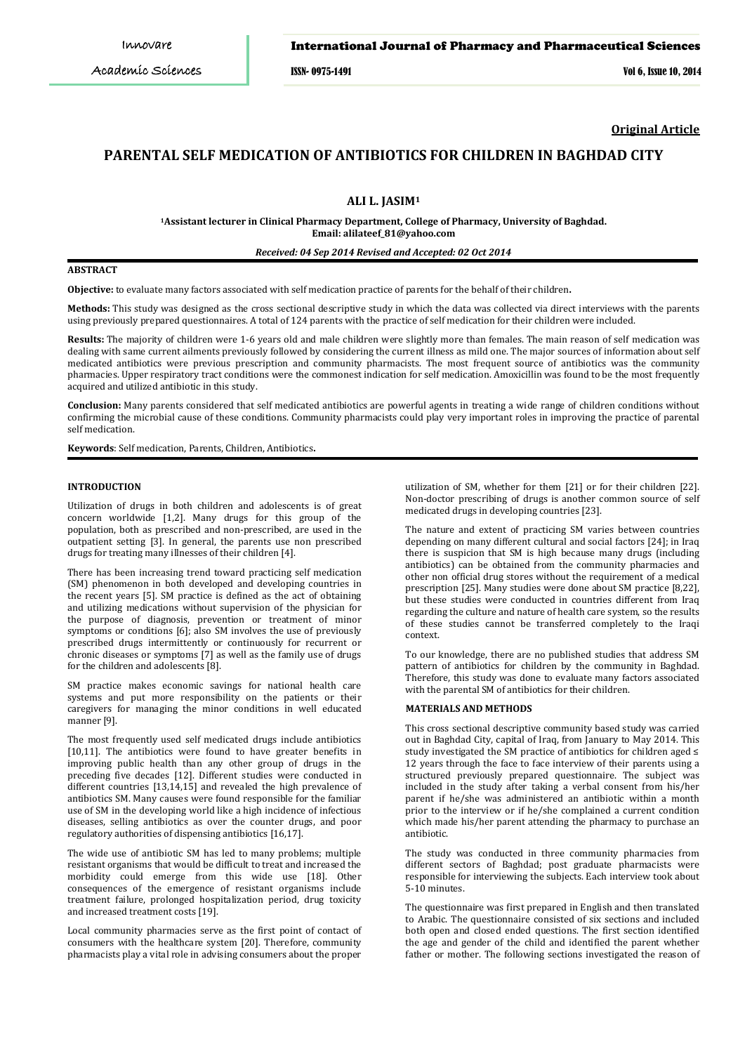Original Article

# PARENTAL SELF MEDICATION OF ANTIBIOTICS FOR CHILDREN IN BAGHDAD CITY

**ALI L. JASIM[1]**

**[1]Assistant lecturer in Clinical Pharmacy Department, College of Pharmacy, University of Baghdad. Email: alilateef_81@yahoo.com**

***Received: 04 Sep 2014 Revised and Accepted: 02 Oct 2014***

## ABSTRACT

**Objective:** to evaluate many factors associated with self medication practice of parents for the behalf of their children**.**

**Methods:** This study was designed as the cross sectional descriptive study in which the data was collected via direct interviews with the parents using previously prepared questionnaires. A total of 124 parents with the practice of self medication for their children were included.

**Results:** The majority of children were 1-6 years old and male children were slightly more than females. The main reason of self medication was dealing with same current ailments previously followed by considering the current illness as mild one. The major sources of information about self medicated antibiotics were previous prescription and community pharmacists. The most frequent source of antibiotics was the community pharmacies. Upper respiratory tract conditions were the commonest indication for self medication. Amoxicillin was found to be the most frequently acquired and utilized antibiotic in this study.

**Conclusion:** Many parents considered that self medicated antibiotics are powerful agents in treating a wide range of children conditions without confirming the microbial cause of these conditions. Community pharmacists could play very important roles in improving the practice of parental self medication.

**Keywords**: Self medication, Parents, Children, Antibiotics**.**

## INTRODUCTION

Utilization of drugs in both children and adolescents is of great concern worldwide [1,2]. Many drugs for this group of the population, both as prescribed and non-prescribed, are used in the outpatient setting [3]. In general, the parents use non prescribed drugs for treating many illnesses of their children [4].

There has been increasing trend toward practicing self medication (SM) phenomenon in both developed and developing countries in the recent years [5]. SM practice is defined as the act of obtaining and utilizing medications without supervision of the physician for the purpose of diagnosis, prevention or treatment of minor symptoms or conditions [6]; also SM involves the use of previously prescribed drugs intermittently or continuously for recurrent or chronic diseases or symptoms [7] as well as the family use of drugs for the children and adolescents [8].

SM practice makes economic savings for national health care systems and put more responsibility on the patients or their caregivers for managing the minor conditions in well educated manner [9].

The most frequently used self medicated drugs include antibiotics [10,11]. The antibiotics were found to have greater benefits in improving public health than any other group of drugs in the preceding five decades [12]. Different studies were conducted in different countries [13,14,15] and revealed the high prevalence of antibiotics SM. Many causes were found responsible for the familiar use of SM in the developing world like a high incidence of infectious diseases, selling antibiotics as over the counter drugs, and poor regulatory authorities of dispensing antibiotics [16,17].

The wide use of antibiotic SM has led to many problems; multiple resistant organisms that would be difficult to treat and increased the morbidity could emerge from this wide use [18]. Other consequences of the emergence of resistant organisms include treatment failure, prolonged hospitalization period, drug toxicity and increased treatment costs [19].

Local community pharmacies serve as the first point of contact of consumers with the healthcare system [20]. Therefore, community pharmacists play a vital role in advising consumers about the proper utilization of SM, whether for them [21] or for their children [22]. Non-doctor prescribing of drugs is another common source of self medicated drugs in developing countries [23].

The nature and extent of practicing SM varies between countries depending on many different cultural and social factors [24]; in Iraq there is suspicion that SM is high because many drugs (including antibiotics) can be obtained from the community pharmacies and other non official drug stores without the requirement of a medical prescription [25]. Many studies were done about SM practice [8,22], but these studies were conducted in countries different from Iraq regarding the culture and nature of health care system, so the results of these studies cannot be transferred completely to the Iraqi context.

To our knowledge, there are no published studies that address SM pattern of antibiotics for children by the community in Baghdad. Therefore, this study was done to evaluate many factors associated with the parental SM of antibiotics for their children.

## MATERIALS AND METHODS

This cross sectional descriptive community based study was carried out in Baghdad City, capital of Iraq, from January to May 2014. This study investigated the SM practice of antibiotics for children aged ≤ 12 years through the face to face interview of their parents using a structured previously prepared questionnaire. The subject was included in the study after taking a verbal consent from his/her parent if he/she was administered an antibiotic within a month prior to the interview or if he/she complained a current condition which made his/her parent attending the pharmacy to purchase an antibiotic.

The study was conducted in three community pharmacies from different sectors of Baghdad; post graduate pharmacists were responsible for interviewing the subjects. Each interview took about 5-10 minutes.

The questionnaire was first prepared in English and then translated to Arabic. The questionnaire consisted of six sections and included both open and closed ended questions. The first section identified the age and gender of the child and identified the parent whether father or mother. The following sections investigated the reason of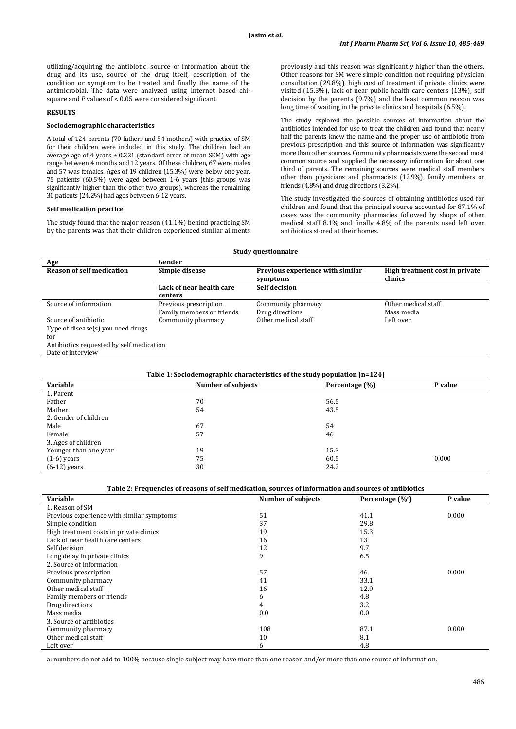utilizing/acquiring the antibiotic, source of information about the drug and its use, source of the drug itself, description of the condition or symptom to be treated and finally the name of the antimicrobial. The data were analyzed using Internet based chi-square and *P* values of < 0.05 were considered significant.

## RESULTS

### Sociodemographic characteristics

A total of 124 parents (70 fathers and 54 mothers) with practice of SM for their children were included in this study. The children had an average age of 4 years ± 0.321 (standard error of mean SEM) with age range between 4 months and 12 years. Of these children, 67 were males and 57 was females. Ages of 19 children (15.3%) were below one year, 75 patients (60.5%) were aged between 1-6 years (this groups was significantly higher than the other two groups), whereas the remaining 30 patients (24.2%) had ages between 6-12 years.

### Self medication practice

The study found that the major reason (41.1%) behind practicing SM by the parents was that their children experienced similar ailments previously and this reason was significantly higher than the others. Other reasons for SM were simple condition not requiring physician consultation (29.8%), high cost of treatment if private clinics were visited (15.3%), lack of near public health care centers (13%), self decision by the parents (9.7%) and the least common reason was long time of waiting in the private clinics and hospitals (6.5%).

The study explored the possible sources of information about the antibiotics intended for use to treat the children and found that nearly half the parents knew the name and the proper use of antibiotic from previous prescription and this source of information was significantly more than other sources. Community pharmacists were the second most common source and supplied the necessary information for about one third of parents. The remaining sources were medical staff members other than physicians and pharmacists (12.9%), family members or friends (4.8%) and drug directions (3.2%).

The study investigated the sources of obtaining antibiotics used for children and found that the principal source accounted for 87.1% of cases was the community pharmacies followed by shops of other medical staff 8.1% and finally 4.8% of the parents used left over antibiotics stored at their homes.

**Study questionnaire**

| Age | Gender | | |
|---|---|---|---|
| **Reason of self medication** | **Simple disease** | **Previous experience with similar symptoms** | **High treatment cost in private clinics** |
| | **Lack of near health care centers** | **Self decision** | |
| Source of information | Previous prescription<br>Family members or friends | Community pharmacy<br>Drug directions | Other medical staff<br>Mass media |
| Source of antibiotic | Community pharmacy | Other medical staff | Left over |
| Type of disease(s) you need drugs for | | | |
| Antibiotics requested by self medication | | | |
| Date of interview | | | |

**Table 1: Sociodemographic characteristics of the study population (n=124)**

| Variable | Number of subjects | Percentage (%) | P value |
|---|---|---|---|
| 1. Parent | | | |
| Father | 70 | 56.5 | |
| Mather | 54 | 43.5 | |
| 2. Gender of children | | | |
| Male | 67 | 54 | |
| Female | 57 | 46 | |
| 3. Ages of children | | | |
| Younger than one year | 19 | 15.3 | |
| (1-6) years | 75 | 60.5 | 0.000 |
| (6-12) years | 30 | 24.2 | |

**Table 2: Frequencies of reasons of self medication, sources of information and sources of antibiotics**

| Variable | Number of subjects | Percentage (%[a]) | P value |
|---|---|---|---|
| 1. Reason of SM | | | |
| Previous experience with similar symptoms | 51 | 41.1 | 0.000 |
| Simple condition | 37 | 29.8 | |
| High treatment costs in private clinics | 19 | 15.3 | |
| Lack of near health care centers | 16 | 13 | |
| Self decision | 12 | 9.7 | |
| Long delay in private clinics | 9 | 6.5 | |
| 2. Source of information | | | |
| Previous prescription | 57 | 46 | 0.000 |
| Community pharmacy | 41 | 33.1 | |
| Other medical staff | 16 | 12.9 | |
| Family members or friends | 6 | 4.8 | |
| Drug directions | 4 | 3.2 | |
| Mass media | 0.0 | 0.0 | |
| 3. Source of antibiotics | | | |
| Community pharmacy | 108 | 87.1 | 0.000 |
| Other medical staff | 10 | 8.1 | |
| Left over | 6 | 4.8 | |

a: numbers do not add to 100% because single subject may have more than one reason and/or more than one source of information.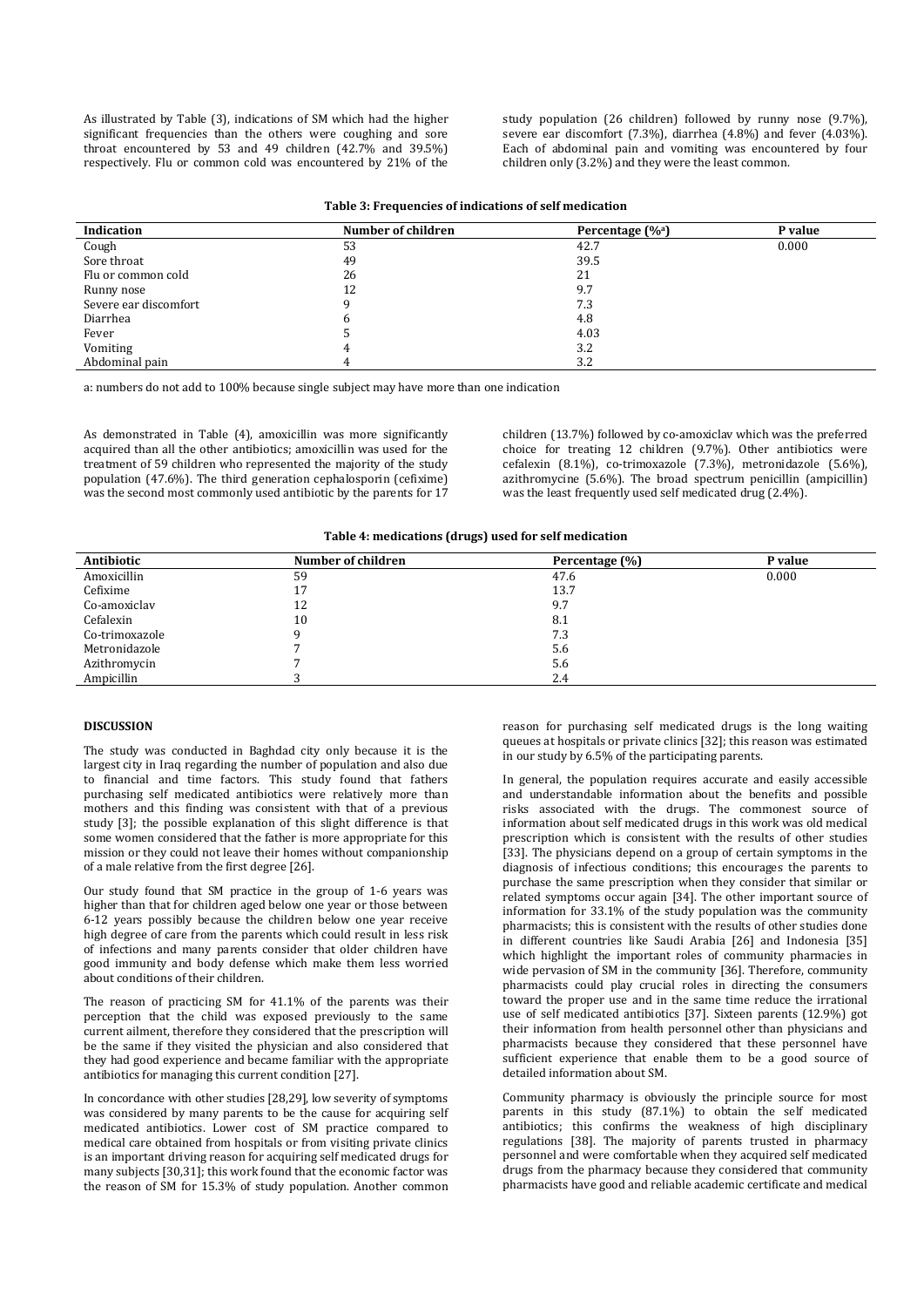As illustrated by Table (3), indications of SM which had the higher significant frequencies than the others were coughing and sore throat encountered by 53 and 49 children (42.7% and 39.5%) respectively. Flu or common cold was encountered by 21% of the study population (26 children) followed by runny nose (9.7%), severe ear discomfort (7.3%), diarrhea (4.8%) and fever (4.03%). Each of abdominal pain and vomiting was encountered by four children only (3.2%) and they were the least common.

**Table 3: Frequencies of indications of self medication**

| Indication | Number of children | Percentage (%[a]) | P value |
|---|---|---|---|
| Cough | 53 | 42.7 | 0.000 |
| Sore throat | 49 | 39.5 | |
| Flu or common cold | 26 | 21 | |
| Runny nose | 12 | 9.7 | |
| Severe ear discomfort | 9 | 7.3 | |
| Diarrhea | 6 | 4.8 | |
| Fever | 5 | 4.03 | |
| Vomiting | 4 | 3.2 | |
| Abdominal pain | 4 | 3.2 | |

a: numbers do not add to 100% because single subject may have more than one indication

As demonstrated in Table (4), amoxicillin was more significantly acquired than all the other antibiotics; amoxicillin was used for the treatment of 59 children who represented the majority of the study population (47.6%). The third generation cephalosporin (cefixime) was the second most commonly used antibiotic by the parents for 17 children (13.7%) followed by co-amoxiclav which was the preferred choice for treating 12 children (9.7%). Other antibiotics were cefalexin (8.1%), co-trimoxazole (7.3%), metronidazole (5.6%), azithromycine (5.6%). The broad spectrum penicillin (ampicillin) was the least frequently used self medicated drug (2.4%).

**Table 4: medications (drugs) used for self medication**

| Antibiotic | Number of children | Percentage (%) | P value |
|---|---|---|---|
| Amoxicillin | 59 | 47.6 | 0.000 |
| Cefixime | 17 | 13.7 | |
| Co-amoxiclav | 12 | 9.7 | |
| Cefalexin | 10 | 8.1 | |
| Co-trimoxazole | 9 | 7.3 | |
| Metronidazole | 7 | 5.6 | |
| Azithromycin | 7 | 5.6 | |
| Ampicillin | 3 | 2.4 | |

## DISCUSSION

The study was conducted in Baghdad city only because it is the largest city in Iraq regarding the number of population and also due to financial and time factors. This study found that fathers purchasing self medicated antibiotics were relatively more than mothers and this finding was consistent with that of a previous study [3]; the possible explanation of this slight difference is that some women considered that the father is more appropriate for this mission or they could not leave their homes without companionship of a male relative from the first degree [26].

Our study found that SM practice in the group of 1-6 years was higher than that for children aged below one year or those between 6-12 years possibly because the children below one year receive high degree of care from the parents which could result in less risk of infections and many parents consider that older children have good immunity and body defense which make them less worried about conditions of their children.

The reason of practicing SM for 41.1% of the parents was their perception that the child was exposed previously to the same current ailment, therefore they considered that the prescription will be the same if they visited the physician and also considered that they had good experience and became familiar with the appropriate antibiotics for managing this current condition [27].

In concordance with other studies [28,29], low severity of symptoms was considered by many parents to be the cause for acquiring self medicated antibiotics. Lower cost of SM practice compared to medical care obtained from hospitals or from visiting private clinics is an important driving reason for acquiring self medicated drugs for many subjects [30,31]; this work found that the economic factor was the reason of SM for 15.3% of study population. Another common reason for purchasing self medicated drugs is the long waiting queues at hospitals or private clinics [32]; this reason was estimated in our study by 6.5% of the participating parents.

In general, the population requires accurate and easily accessible and understandable information about the benefits and possible risks associated with the drugs. The commonest source of information about self medicated drugs in this work was old medical prescription which is consistent with the results of other studies [33]. The physicians depend on a group of certain symptoms in the diagnosis of infectious conditions; this encourages the parents to purchase the same prescription when they consider that similar or related symptoms occur again [34]. The other important source of information for 33.1% of the study population was the community pharmacists; this is consistent with the results of other studies done in different countries like Saudi Arabia [26] and Indonesia [35] which highlight the important roles of community pharmacies in wide pervasion of SM in the community [36]. Therefore, community pharmacists could play crucial roles in directing the consumers toward the proper use and in the same time reduce the irrational use of self medicated antibiotics [37]. Sixteen parents (12.9%) got their information from health personnel other than physicians and pharmacists because they considered that these personnel have sufficient experience that enable them to be a good source of detailed information about SM.

Community pharmacy is obviously the principle source for most parents in this study (87.1%) to obtain the self medicated antibiotics; this confirms the weakness of high disciplinary regulations [38]. The majority of parents trusted in pharmacy personnel and were comfortable when they acquired self medicated drugs from the pharmacy because they considered that community pharmacists have good and reliable academic certificate and medical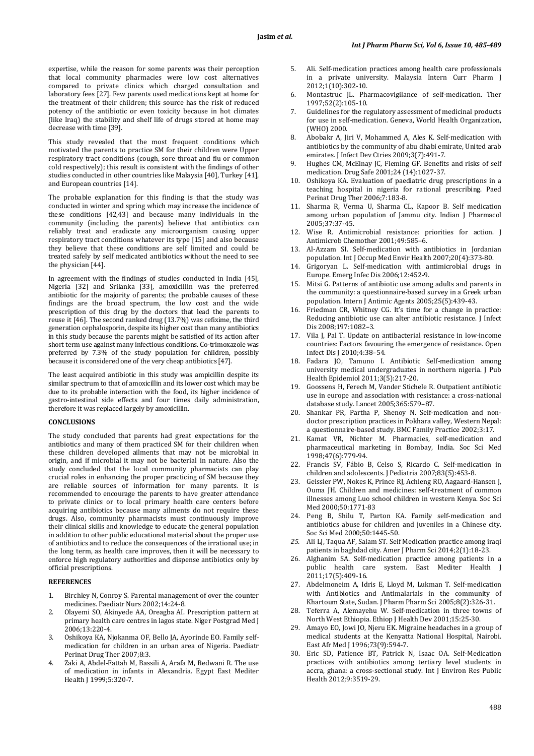expertise, while the reason for some parents was their perception that local community pharmacies were low cost alternatives compared to private clinics which charged consultation and laboratory fees [27]. Few parents used medications kept at home for the treatment of their children; this source has the risk of reduced potency of the antibiotic or even toxicity because in hot climates (like Iraq) the stability and shelf life of drugs stored at home may decrease with time [39].

This study revealed that the most frequent conditions which motivated the parents to practice SM for their children were Upper respiratory tract conditions (cough, sore throat and flu or common cold respectively); this result is consistent with the findings of other studies conducted in other countries like Malaysia [40], Turkey [41], and European countries [14].

The probable explanation for this finding is that the study was conducted in winter and spring which may increase the incidence of these conditions [42,43] and because many individuals in the community (including the parents) believe that antibiotics can reliably treat and eradicate any microorganism causing upper respiratory tract conditions whatever its type [15] and also because they believe that these conditions are self limited and could be treated safely by self medicated antibiotics without the need to see the physician [44].

In agreement with the findings of studies conducted in India [45], Nigeria [32] and Srilanka [33], amoxicillin was the preferred antibiotic for the majority of parents; the probable causes of these findings are the broad spectrum, the low cost and the wide prescription of this drug by the doctors that lead the parents to reuse it [46]. The second ranked drug (13.7%) was cefixime, the third generation cephalosporin, despite its higher cost than many antibiotics in this study because the parents might be satisfied of its action after short term use against many infectious conditions. Co-trimoxazole was preferred by 7.3% of the study population for children, possibly because it is considered one of the very cheap antibiotics [47].

The least acquired antibiotic in this study was ampicillin despite its similar spectrum to that of amoxicillin and its lower cost which may be due to its probable interaction with the food, its higher incidence of gastro-intestinal side effects and four times daily administration, therefore it was replaced largely by amoxicillin.

## CONCLUSIONS

The study concluded that parents had great expectations for the antibiotics and many of them practiced SM for their children when these children developed ailments that may not be microbial in origin, and if microbial it may not be bacterial in nature. Also the study concluded that the local community pharmacists can play crucial roles in enhancing the proper practicing of SM because they are reliable sources of information for many parents. It is recommended to encourage the parents to have greater attendance to private clinics or to local primary health care centers before acquiring antibiotics because many ailments do not require these drugs. Also, community pharmacists must continuously improve their clinical skills and knowledge to educate the general population in addition to other public educational material about the proper use of antibiotics and to reduce the consequences of the irrational use; in the long term, as health care improves, then it will be necessary to enforce high regulatory authorities and dispense antibiotics only by official prescriptions.

## REFERENCES

1. Birchley N, Conroy S. Parental management of over the counter medicines. Paediatr Nurs 2002;14:24-8.
2. Olayemi SO, Akinyede AA, Oreagba AI. Prescription pattern at primary health care centres in lagos state. Niger Postgrad Med J 2006;13:220-4.
3. Oshikoya KA, Njokanma OF, Bello JA, Ayorinde EO. Family self-medication for children in an urban area of Nigeria. Paediatr Perinat Drug Ther 2007;8:3.
4. Zaki A, Abdel-Fattah M, Bassili A, Arafa M, Bedwani R. The use of medication in infants in Alexandria. Egypt East Mediter Health J 1999;5:320-7.
5. Ali. Self-medication practices among health care professionals in a private university. Malaysia Intern Curr Pharm J 2012;1(10):302-10.
6. Montastruc JL. Pharmacovigilance of self-medication. Ther 1997;52(2):105-10.
7. Guidelines for the regulatory assessment of medicinal products for use in self-medication. Geneva, World Health Organization, (WHO) 2000.
8. Abobakr A, Jiri V, Mohammed A, Ales K. Self-medication with antibiotics by the community of abu dhabi emirate, United arab emirates. J Infect Dev Ctries 2009;3(7):491-7.
9. Hughes CM, McElnay JC, Fleming GF. Benefits and risks of self medication. Drug Safe 2001;24 (14):1027-37.
10. Oshikoya KA. Evaluation of paediatric drug prescriptions in a teaching hospital in nigeria for rational prescribing. Paed Perinat Drug Ther 2006;7:183-8.
11. Sharma R, Verma U, Sharma CL, Kapoor B. Self medication among urban population of Jammu city. Indian J Pharmacol 2005;37:37-45.
12. Wise R. Antimicrobial resistance: priorities for action. J Antimicrob Chemother 2001;49:585–6.
13. Al-Azzam SI. Self-medication with antibiotics in Jordanian population. Int J Occup Med Envir Health 2007;20(4):373-80.
14. Grigoryan L. Self-medication with antimicrobial drugs in Europe. Emerg Infec Dis 2006;12:452-9.
15. Mitsi G. Patterns of antibiotic use among adults and parents in the community: a questionnaire-based survey in a Greek urban population. Intern J Antimic Agents 2005;25(5):439-43.
16. Friedman CR, Whitney CG. It's time for a change in practice: Reducing antibiotic use can alter antibiotic resistance. J Infect Dis 2008;197:1082–3.
17. Vila J, Pal T. Update on antibacterial resistance in low-income countries: Factors favouring the emergence of resistance. Open Infect Dis J 2010;4:38–54.
18. Fadara JO, Tamuno I. Antibiotic Self-medication among university medical undergraduates in northern nigeria. J Pub Health Epidemiol 2011;3(5):217-20.
19. Goossens H, Ferech M, Vander Stichele R. Outpatient antibiotic use in europe and association with resistance: a cross-national database study. Lancet 2005;365:579–87.
20. Shankar PR, Partha P, Shenoy N. Self-medication and non-doctor prescription practices in Pokhara valley, Western Nepal: a questionnaire-based study. BMC Family Practice 2002;3:17.
21. Kamat VR, Nichter M. Pharmacies, self-medication and pharmaceutical marketing in Bombay, India. Soc Sci Med 1998;47(6):779-94.
22. Francis SV, Fábio B, Celso S, Ricardo C. Self-medication in children and adolescents. J Pediatria 2007;83(5):453-8.
23. Geissler PW, Nokes K, Prince RJ, Achieng RO, Aagaard-Hansen J, Ouma JH. Children and medicines: self-treatment of common illnesses among Luo school children in western Kenya. Soc Sci Med 2000;50:1771-83
24. Peng B, Shilu T, Parton KA. Family self-medication and antibiotics abuse for children and juveniles in a Chinese city. Soc Sci Med 2000;50:1445-50.
25. Ali LJ, Taqua AF, Salam ST. Self Medication practice among iraqi patients in baghdad city. Amer J Pharm Sci 2014;2(1):18-23.
26. Alghanim SA. Self-medication practice among patients in a public health care system. East Mediter Health J 2011;17(5):409-16.
27. Abdelmoneim A, Idris E, Lloyd M, Lukman T. Self-medication with Antibiotics and Antimalarials in the community of Khartoum State, Sudan. J Pharm Pharm Sci 2005;8(2):326-31.
28. Teferra A, Alemayehu W. Self-medication in three towns of North West Ethiopia. Ethiop J Health Dev 2001;15:25-30.
29. Amayo EO, Jowi JO, Njeru EK. Migraine headaches in a group of medical students at the Kenyatta National Hospital, Nairobi. East Afr Med J 1996;73(9):594-7.
30. Eric SD, Patience BT, Patrick N, Isaac OA. Self-Medication practices with antibiotics among tertiary level students in accra, ghana: a cross-sectional study. Int J Environ Res Public Health 2012;9:3519-29.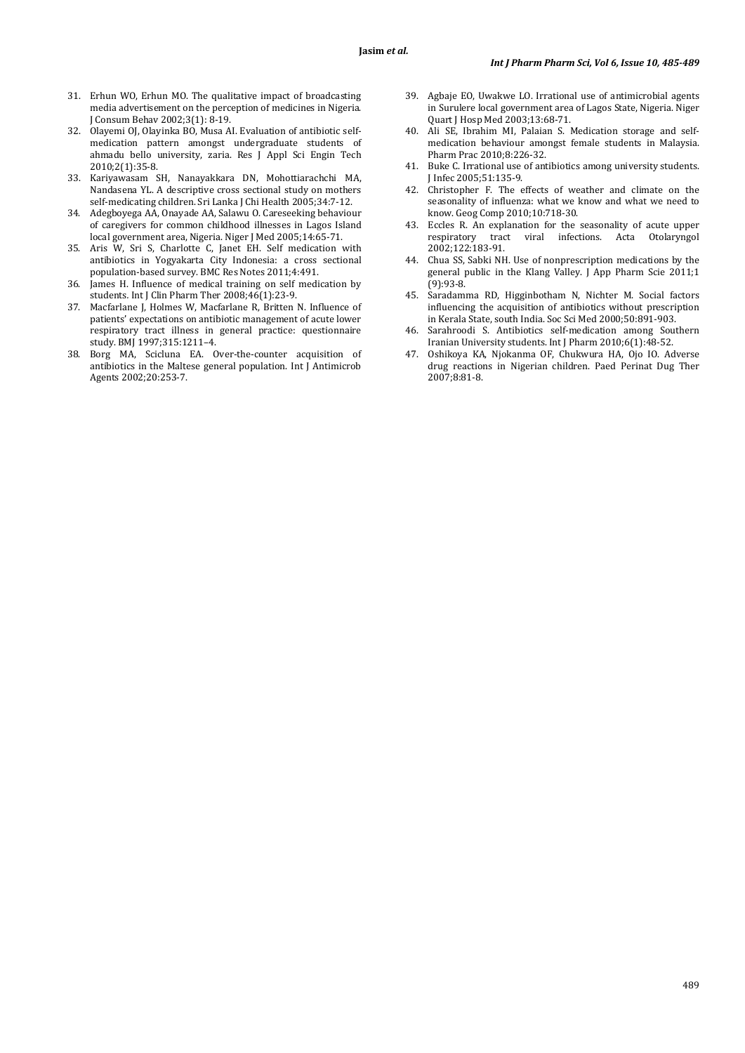31. Erhun WO, Erhun MO. The qualitative impact of broadcasting media advertisement on the perception of medicines in Nigeria. J Consum Behav 2002;3(1): 8-19.
32. Olayemi OJ, Olayinka BO, Musa AI. Evaluation of antibiotic self-medication pattern amongst undergraduate students of ahmadu bello university, zaria. Res J Appl Sci Engin Tech 2010;2(1):35-8.
33. Kariyawasam SH, Nanayakkara DN, Mohottiarachchi MA, Nandasena YL. A descriptive cross sectional study on mothers self-medicating children. Sri Lanka J Chi Health 2005;34:7-12.
34. Adegboyega AA, Onayade AA, Salawu O. Careseeking behaviour of caregivers for common childhood illnesses in Lagos Island local government area, Nigeria. Niger J Med 2005;14:65-71.
35. Aris W, Sri S, Charlotte C, Janet EH. Self medication with antibiotics in Yogyakarta City Indonesia: a cross sectional population-based survey. BMC Res Notes 2011;4:491.
36. James H. Influence of medical training on self medication by students. Int J Clin Pharm Ther 2008;46(1):23-9.
37. Macfarlane J, Holmes W, Macfarlane R, Britten N. Influence of patients' expectations on antibiotic management of acute lower respiratory tract illness in general practice: questionnaire study. BMJ 1997;315:1211–4.
38. Borg MA, Scicluna EA. Over-the-counter acquisition of antibiotics in the Maltese general population. Int J Antimicrob Agents 2002;20:253-7.
39. Agbaje EO, Uwakwe LO. Irrational use of antimicrobial agents in Surulere local government area of Lagos State, Nigeria. Niger Quart J Hosp Med 2003;13:68-71.
40. Ali SE, Ibrahim MI, Palaian S. Medication storage and self-medication behaviour amongst female students in Malaysia. Pharm Prac 2010;8:226-32.
41. Buke C. Irrational use of antibiotics among university students. J Infec 2005;51:135-9.
42. Christopher F. The effects of weather and climate on the seasonality of influenza: what we know and what we need to know. Geog Comp 2010;10:718-30.
43. Eccles R. An explanation for the seasonality of acute upper respiratory tract viral infections. Acta Otolaryngol 2002;122:183-91.
44. Chua SS, Sabki NH. Use of nonprescription medications by the general public in the Klang Valley. J App Pharm Scie 2011;1 (9):93-8.
45. Saradamma RD, Higginbotham N, Nichter M. Social factors influencing the acquisition of antibiotics without prescription in Kerala State, south India. Soc Sci Med 2000;50:891-903.
46. Sarahroodi S. Antibiotics self-medication among Southern Iranian University students. Int J Pharm 2010;6(1):48-52.
47. Oshikoya KA, Njokanma OF, Chukwura HA, Ojo IO. Adverse drug reactions in Nigerian children. Paed Perinat Dug Ther 2007;8:81-8.